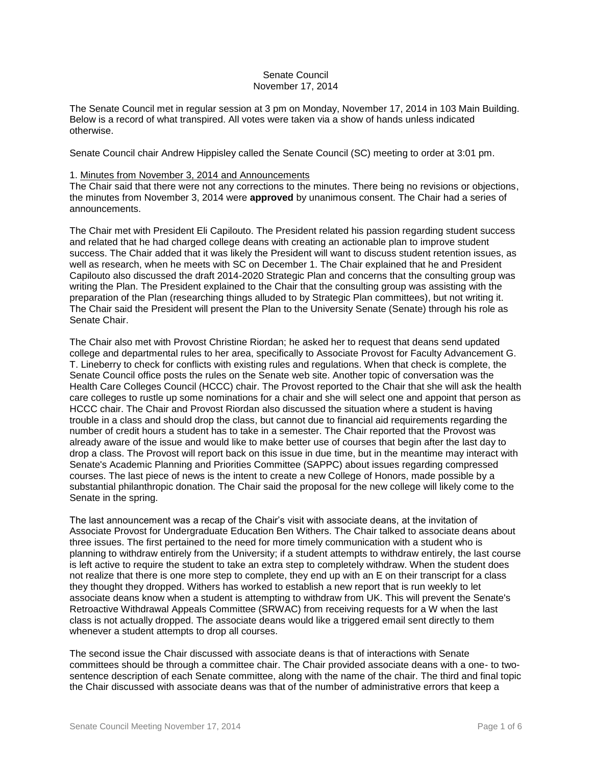# Senate Council
## November 17, 2014

The Senate Council met in regular session at 3 pm on Monday, November 17, 2014 in 103 Main Building. Below is a record of what transpired. All votes were taken via a show of hands unless indicated otherwise.

Senate Council chair Andrew Hippisley called the Senate Council (SC) meeting to order at 3:01 pm.

1. Minutes from November 3, 2014 and Announcements

The Chair said that there were not any corrections to the minutes. There being no revisions or objections, the minutes from November 3, 2014 were **approved** by unanimous consent. The Chair had a series of announcements.

The Chair met with President Eli Capilouto. The President related his passion regarding student success and related that he had charged college deans with creating an actionable plan to improve student success. The Chair added that it was likely the President will want to discuss student retention issues, as well as research, when he meets with SC on December 1. The Chair explained that he and President Capilouto also discussed the draft 2014-2020 Strategic Plan and concerns that the consulting group was writing the Plan. The President explained to the Chair that the consulting group was assisting with the preparation of the Plan (researching things alluded to by Strategic Plan committees), but not writing it. The Chair said the President will present the Plan to the University Senate (Senate) through his role as Senate Chair.

The Chair also met with Provost Christine Riordan; he asked her to request that deans send updated college and departmental rules to her area, specifically to Associate Provost for Faculty Advancement G. T. Lineberry to check for conflicts with existing rules and regulations. When that check is complete, the Senate Council office posts the rules on the Senate web site. Another topic of conversation was the Health Care Colleges Council (HCCC) chair. The Provost reported to the Chair that she will ask the health care colleges to rustle up some nominations for a chair and she will select one and appoint that person as HCCC chair. The Chair and Provost Riordan also discussed the situation where a student is having trouble in a class and should drop the class, but cannot due to financial aid requirements regarding the number of credit hours a student has to take in a semester. The Chair reported that the Provost was already aware of the issue and would like to make better use of courses that begin after the last day to drop a class. The Provost will report back on this issue in due time, but in the meantime may interact with Senate's Academic Planning and Priorities Committee (SAPPC) about issues regarding compressed courses. The last piece of news is the intent to create a new College of Honors, made possible by a substantial philanthropic donation. The Chair said the proposal for the new college will likely come to the Senate in the spring.

The last announcement was a recap of the Chair's visit with associate deans, at the invitation of Associate Provost for Undergraduate Education Ben Withers. The Chair talked to associate deans about three issues. The first pertained to the need for more timely communication with a student who is planning to withdraw entirely from the University; if a student attempts to withdraw entirely, the last course is left active to require the student to take an extra step to completely withdraw. When the student does not realize that there is one more step to complete, they end up with an E on their transcript for a class they thought they dropped. Withers has worked to establish a new report that is run weekly to let associate deans know when a student is attempting to withdraw from UK. This will prevent the Senate's Retroactive Withdrawal Appeals Committee (SRWAC) from receiving requests for a W when the last class is not actually dropped. The associate deans would like a triggered email sent directly to them whenever a student attempts to drop all courses.

The second issue the Chair discussed with associate deans is that of interactions with Senate committees should be through a committee chair. The Chair provided associate deans with a one- to two-sentence description of each Senate committee, along with the name of the chair. The third and final topic the Chair discussed with associate deans was that of the number of administrative errors that keep a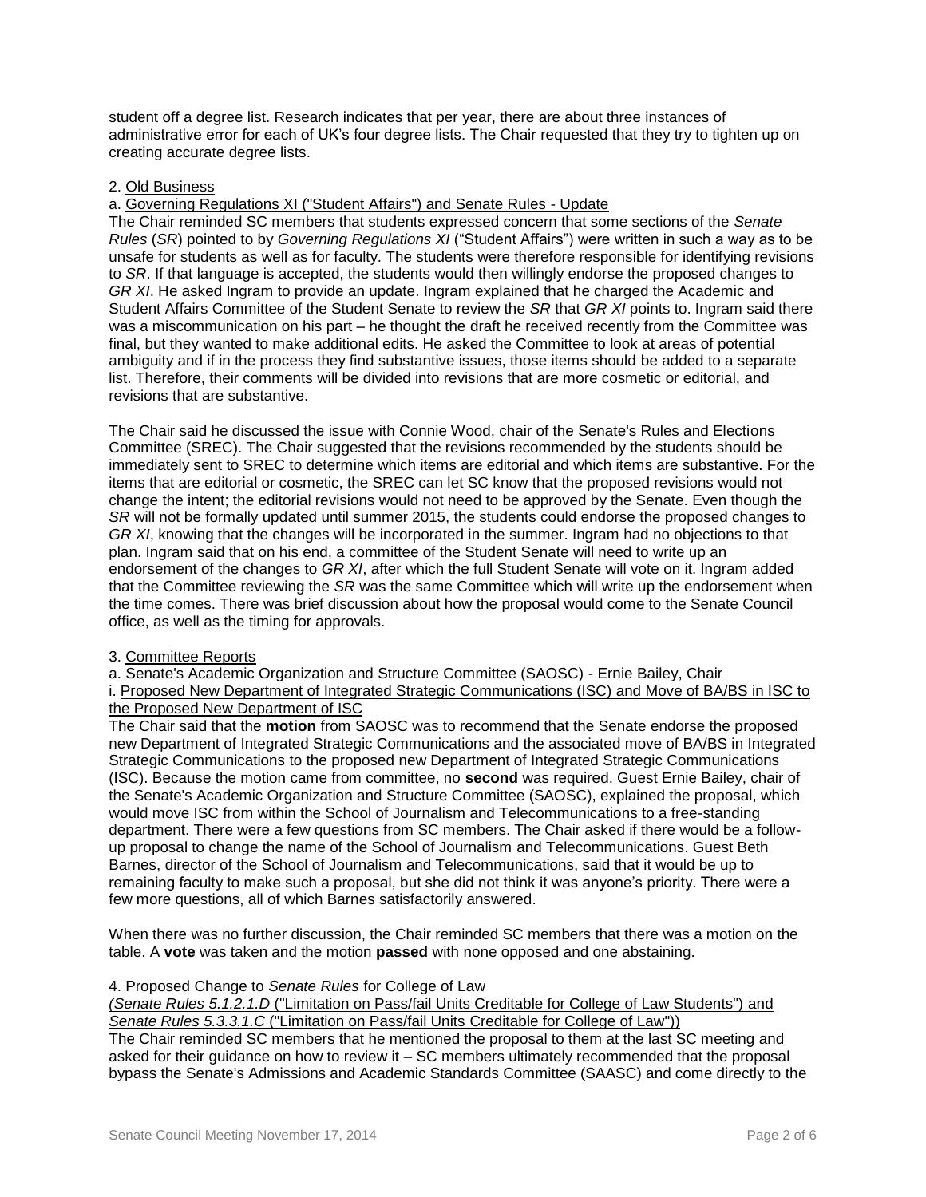student off a degree list. Research indicates that per year, there are about three instances of administrative error for each of UK's four degree lists. The Chair requested that they try to tighten up on creating accurate degree lists.

2. Old Business

a. Governing Regulations XI ("Student Affairs") and Senate Rules - Update

The Chair reminded SC members that students expressed concern that some sections of the *Senate Rules* (*SR*) pointed to by *Governing Regulations XI* ("Student Affairs") were written in such a way as to be unsafe for students as well as for faculty. The students were therefore responsible for identifying revisions to *SR*. If that language is accepted, the students would then willingly endorse the proposed changes to *GR XI*. He asked Ingram to provide an update. Ingram explained that he charged the Academic and Student Affairs Committee of the Student Senate to review the *SR* that *GR XI* points to. Ingram said there was a miscommunication on his part – he thought the draft he received recently from the Committee was final, but they wanted to make additional edits. He asked the Committee to look at areas of potential ambiguity and if in the process they find substantive issues, those items should be added to a separate list. Therefore, their comments will be divided into revisions that are more cosmetic or editorial, and revisions that are substantive.

The Chair said he discussed the issue with Connie Wood, chair of the Senate's Rules and Elections Committee (SREC). The Chair suggested that the revisions recommended by the students should be immediately sent to SREC to determine which items are editorial and which items are substantive. For the items that are editorial or cosmetic, the SREC can let SC know that the proposed revisions would not change the intent; the editorial revisions would not need to be approved by the Senate. Even though the *SR* will not be formally updated until summer 2015, the students could endorse the proposed changes to *GR XI*, knowing that the changes will be incorporated in the summer. Ingram had no objections to that plan. Ingram said that on his end, a committee of the Student Senate will need to write up an endorsement of the changes to *GR XI*, after which the full Student Senate will vote on it. Ingram added that the Committee reviewing the *SR* was the same Committee which will write up the endorsement when the time comes. There was brief discussion about how the proposal would come to the Senate Council office, as well as the timing for approvals.

3. Committee Reports

a. Senate's Academic Organization and Structure Committee (SAOSC) - Ernie Bailey, Chair

i. Proposed New Department of Integrated Strategic Communications (ISC) and Move of BA/BS in ISC to the Proposed New Department of ISC

The Chair said that the **motion** from SAOSC was to recommend that the Senate endorse the proposed new Department of Integrated Strategic Communications and the associated move of BA/BS in Integrated Strategic Communications to the proposed new Department of Integrated Strategic Communications (ISC). Because the motion came from committee, no **second** was required. Guest Ernie Bailey, chair of the Senate's Academic Organization and Structure Committee (SAOSC), explained the proposal, which would move ISC from within the School of Journalism and Telecommunications to a free-standing department. There were a few questions from SC members. The Chair asked if there would be a follow-up proposal to change the name of the School of Journalism and Telecommunications. Guest Beth Barnes, director of the School of Journalism and Telecommunications, said that it would be up to remaining faculty to make such a proposal, but she did not think it was anyone's priority. There were a few more questions, all of which Barnes satisfactorily answered.

When there was no further discussion, the Chair reminded SC members that there was a motion on the table. A **vote** was taken and the motion **passed** with none opposed and one abstaining.

4. Proposed Change to *Senate Rules* for College of Law

*(Senate Rules 5.1.2.1.D* ("Limitation on Pass/fail Units Creditable for College of Law Students") and *Senate Rules 5.3.3.1.C* ("Limitation on Pass/fail Units Creditable for College of Law"))

The Chair reminded SC members that he mentioned the proposal to them at the last SC meeting and asked for their guidance on how to review it – SC members ultimately recommended that the proposal bypass the Senate's Admissions and Academic Standards Committee (SAASC) and come directly to the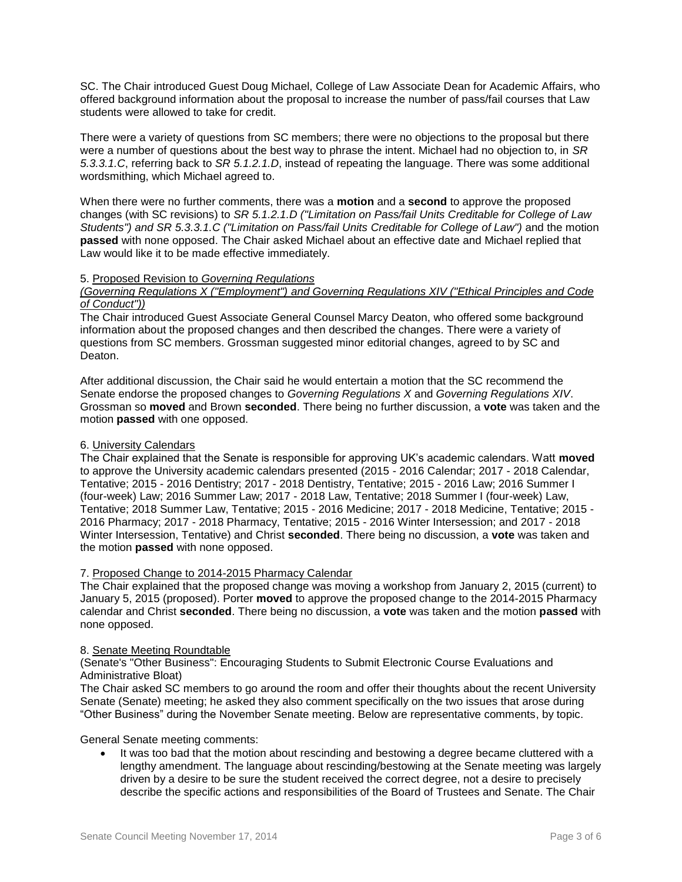SC. The Chair introduced Guest Doug Michael, College of Law Associate Dean for Academic Affairs, who offered background information about the proposal to increase the number of pass/fail courses that Law students were allowed to take for credit.

There were a variety of questions from SC members; there were no objections to the proposal but there were a number of questions about the best way to phrase the intent. Michael had no objection to, in *SR 5.3.3.1.C*, referring back to *SR 5.1.2.1.D*, instead of repeating the language. There was some additional wordsmithing, which Michael agreed to.

When there were no further comments, there was a **motion** and a **second** to approve the proposed changes (with SC revisions) to *SR 5.1.2.1.D ("Limitation on Pass/fail Units Creditable for College of Law Students") and SR 5.3.3.1.C ("Limitation on Pass/fail Units Creditable for College of Law")* and the motion **passed** with none opposed. The Chair asked Michael about an effective date and Michael replied that Law would like it to be made effective immediately.

5. Proposed Revision to *Governing Regulations*
*(Governing Regulations X ("Employment") and Governing Regulations XIV ("Ethical Principles and Code of Conduct"))*
The Chair introduced Guest Associate General Counsel Marcy Deaton, who offered some background information about the proposed changes and then described the changes. There were a variety of questions from SC members. Grossman suggested minor editorial changes, agreed to by SC and Deaton.

After additional discussion, the Chair said he would entertain a motion that the SC recommend the Senate endorse the proposed changes to *Governing Regulations X* and *Governing Regulations XIV*. Grossman so **moved** and Brown **seconded**. There being no further discussion, a **vote** was taken and the motion **passed** with one opposed.

6. University Calendars
The Chair explained that the Senate is responsible for approving UK's academic calendars. Watt **moved** to approve the University academic calendars presented (2015 - 2016 Calendar; 2017 - 2018 Calendar, Tentative; 2015 - 2016 Dentistry; 2017 - 2018 Dentistry, Tentative; 2015 - 2016 Law; 2016 Summer I (four-week) Law; 2016 Summer Law; 2017 - 2018 Law, Tentative; 2018 Summer I (four-week) Law, Tentative; 2018 Summer Law, Tentative; 2015 - 2016 Medicine; 2017 - 2018 Medicine, Tentative; 2015 - 2016 Pharmacy; 2017 - 2018 Pharmacy, Tentative; 2015 - 2016 Winter Intersession; and 2017 - 2018 Winter Intersession, Tentative) and Christ **seconded**. There being no discussion, a **vote** was taken and the motion **passed** with none opposed.

7. Proposed Change to 2014-2015 Pharmacy Calendar
The Chair explained that the proposed change was moving a workshop from January 2, 2015 (current) to January 5, 2015 (proposed). Porter **moved** to approve the proposed change to the 2014-2015 Pharmacy calendar and Christ **seconded**. There being no discussion, a **vote** was taken and the motion **passed** with none opposed.

8. Senate Meeting Roundtable
(Senate's "Other Business": Encouraging Students to Submit Electronic Course Evaluations and Administrative Bloat)
The Chair asked SC members to go around the room and offer their thoughts about the recent University Senate (Senate) meeting; he asked they also comment specifically on the two issues that arose during "Other Business" during the November Senate meeting. Below are representative comments, by topic.

General Senate meeting comments:

- It was too bad that the motion about rescinding and bestowing a degree became cluttered with a lengthy amendment. The language about rescinding/bestowing at the Senate meeting was largely driven by a desire to be sure the student received the correct degree, not a desire to precisely describe the specific actions and responsibilities of the Board of Trustees and Senate. The Chair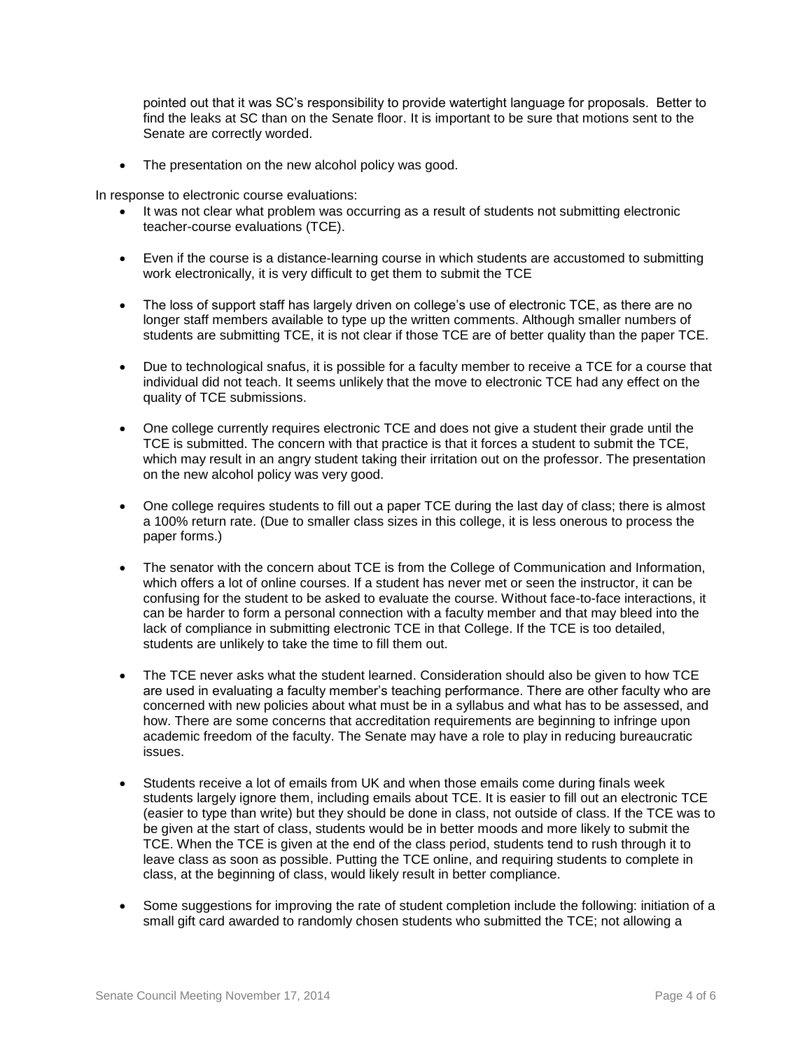pointed out that it was SC's responsibility to provide watertight language for proposals. Better to find the leaks at SC than on the Senate floor. It is important to be sure that motions sent to the Senate are correctly worded.

- The presentation on the new alcohol policy was good.

In response to electronic course evaluations:

- It was not clear what problem was occurring as a result of students not submitting electronic teacher-course evaluations (TCE).

- Even if the course is a distance-learning course in which students are accustomed to submitting work electronically, it is very difficult to get them to submit the TCE

- The loss of support staff has largely driven on college's use of electronic TCE, as there are no longer staff members available to type up the written comments. Although smaller numbers of students are submitting TCE, it is not clear if those TCE are of better quality than the paper TCE.

- Due to technological snafus, it is possible for a faculty member to receive a TCE for a course that individual did not teach. It seems unlikely that the move to electronic TCE had any effect on the quality of TCE submissions.

- One college currently requires electronic TCE and does not give a student their grade until the TCE is submitted. The concern with that practice is that it forces a student to submit the TCE, which may result in an angry student taking their irritation out on the professor. The presentation on the new alcohol policy was very good.

- One college requires students to fill out a paper TCE during the last day of class; there is almost a 100% return rate. (Due to smaller class sizes in this college, it is less onerous to process the paper forms.)

- The senator with the concern about TCE is from the College of Communication and Information, which offers a lot of online courses. If a student has never met or seen the instructor, it can be confusing for the student to be asked to evaluate the course. Without face-to-face interactions, it can be harder to form a personal connection with a faculty member and that may bleed into the lack of compliance in submitting electronic TCE in that College. If the TCE is too detailed, students are unlikely to take the time to fill them out.

- The TCE never asks what the student learned. Consideration should also be given to how TCE are used in evaluating a faculty member's teaching performance. There are other faculty who are concerned with new policies about what must be in a syllabus and what has to be assessed, and how. There are some concerns that accreditation requirements are beginning to infringe upon academic freedom of the faculty. The Senate may have a role to play in reducing bureaucratic issues.

- Students receive a lot of emails from UK and when those emails come during finals week students largely ignore them, including emails about TCE. It is easier to fill out an electronic TCE (easier to type than write) but they should be done in class, not outside of class. If the TCE was to be given at the start of class, students would be in better moods and more likely to submit the TCE. When the TCE is given at the end of the class period, students tend to rush through it to leave class as soon as possible. Putting the TCE online, and requiring students to complete in class, at the beginning of class, would likely result in better compliance.

- Some suggestions for improving the rate of student completion include the following: initiation of a small gift card awarded to randomly chosen students who submitted the TCE; not allowing a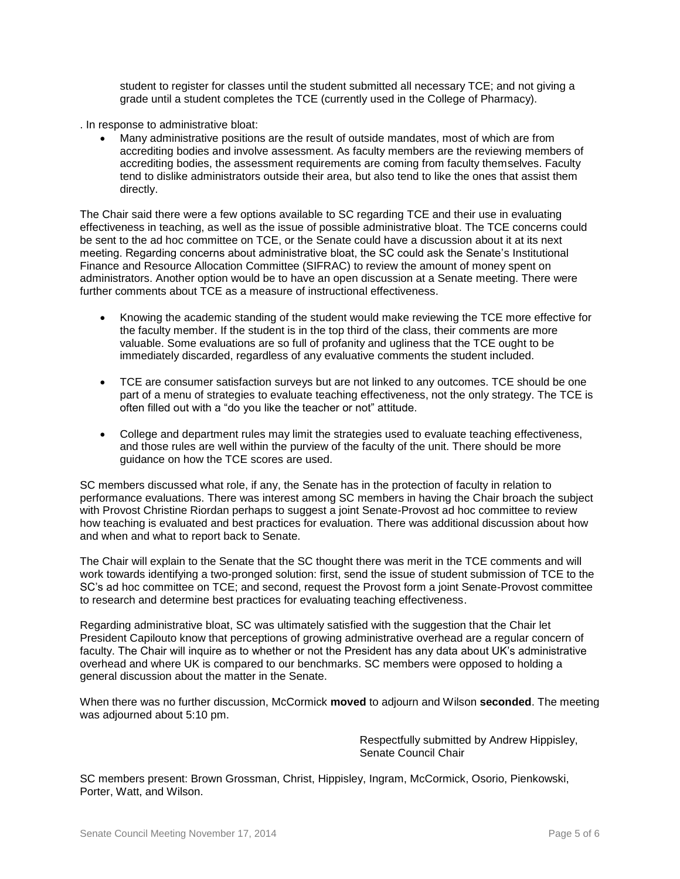student to register for classes until the student submitted all necessary TCE; and not giving a grade until a student completes the TCE (currently used in the College of Pharmacy).

. In response to administrative bloat:

- Many administrative positions are the result of outside mandates, most of which are from accrediting bodies and involve assessment. As faculty members are the reviewing members of accrediting bodies, the assessment requirements are coming from faculty themselves. Faculty tend to dislike administrators outside their area, but also tend to like the ones that assist them directly.

The Chair said there were a few options available to SC regarding TCE and their use in evaluating effectiveness in teaching, as well as the issue of possible administrative bloat. The TCE concerns could be sent to the ad hoc committee on TCE, or the Senate could have a discussion about it at its next meeting. Regarding concerns about administrative bloat, the SC could ask the Senate's Institutional Finance and Resource Allocation Committee (SIFRAC) to review the amount of money spent on administrators. Another option would be to have an open discussion at a Senate meeting. There were further comments about TCE as a measure of instructional effectiveness.

- Knowing the academic standing of the student would make reviewing the TCE more effective for the faculty member. If the student is in the top third of the class, their comments are more valuable. Some evaluations are so full of profanity and ugliness that the TCE ought to be immediately discarded, regardless of any evaluative comments the student included.

- TCE are consumer satisfaction surveys but are not linked to any outcomes. TCE should be one part of a menu of strategies to evaluate teaching effectiveness, not the only strategy. The TCE is often filled out with a "do you like the teacher or not" attitude.

- College and department rules may limit the strategies used to evaluate teaching effectiveness, and those rules are well within the purview of the faculty of the unit. There should be more guidance on how the TCE scores are used.

SC members discussed what role, if any, the Senate has in the protection of faculty in relation to performance evaluations. There was interest among SC members in having the Chair broach the subject with Provost Christine Riordan perhaps to suggest a joint Senate-Provost ad hoc committee to review how teaching is evaluated and best practices for evaluation. There was additional discussion about how and when and what to report back to Senate.

The Chair will explain to the Senate that the SC thought there was merit in the TCE comments and will work towards identifying a two-pronged solution: first, send the issue of student submission of TCE to the SC's ad hoc committee on TCE; and second, request the Provost form a joint Senate-Provost committee to research and determine best practices for evaluating teaching effectiveness.

Regarding administrative bloat, SC was ultimately satisfied with the suggestion that the Chair let President Capilouto know that perceptions of growing administrative overhead are a regular concern of faculty. The Chair will inquire as to whether or not the President has any data about UK's administrative overhead and where UK is compared to our benchmarks. SC members were opposed to holding a general discussion about the matter in the Senate.

When there was no further discussion, McCormick **moved** to adjourn and Wilson **seconded**. The meeting was adjourned about 5:10 pm.

Respectfully submitted by Andrew Hippisley,
Senate Council Chair

SC members present: Brown Grossman, Christ, Hippisley, Ingram, McCormick, Osorio, Pienkowski, Porter, Watt, and Wilson.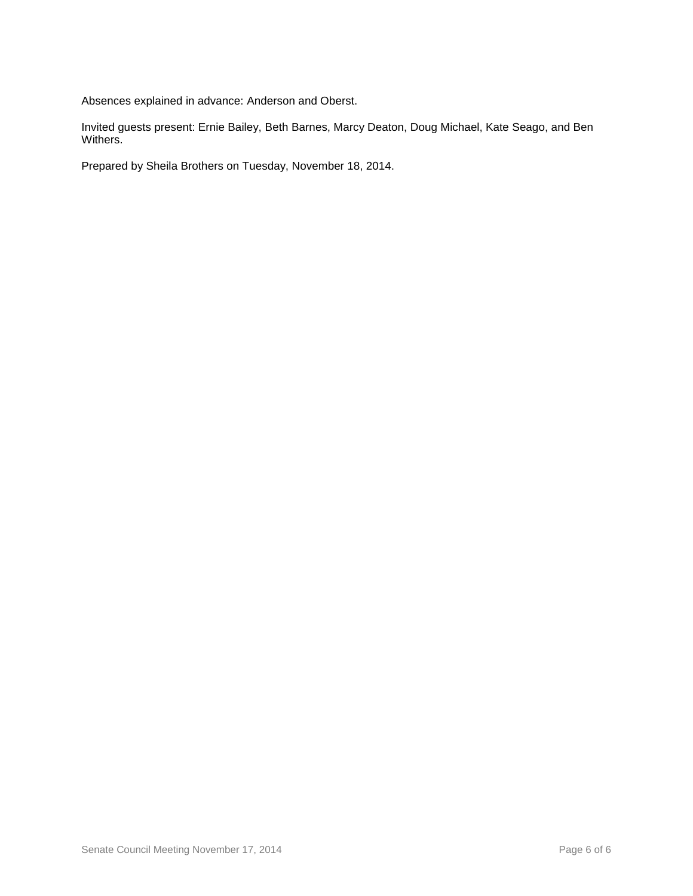Absences explained in advance: Anderson and Oberst.

Invited guests present: Ernie Bailey, Beth Barnes, Marcy Deaton, Doug Michael, Kate Seago, and Ben Withers.

Prepared by Sheila Brothers on Tuesday, November 18, 2014.